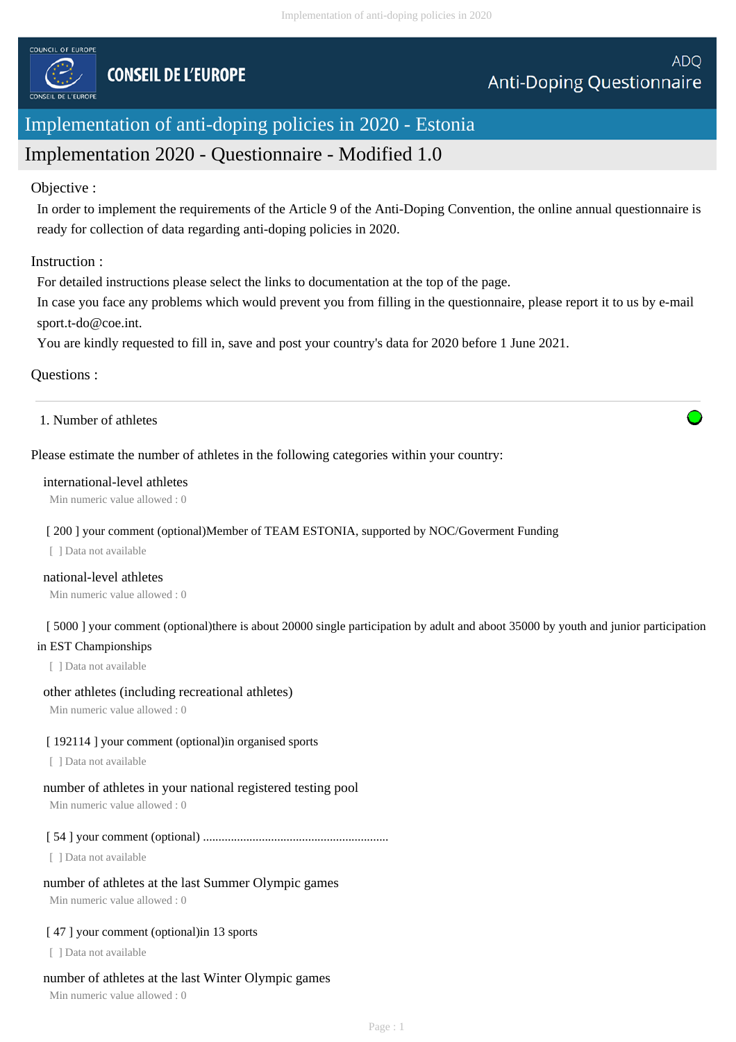COUNCIL OF EUROPE

CONSEIL DE L'EUROPE

ADQ
Anti-Doping Questionnaire

# Implementation of anti-doping policies in 2020 - Estonia

## Implementation 2020 - Questionnaire - Modified 1.0

Objective :

In order to implement the requirements of the Article 9 of the Anti-Doping Convention, the online annual questionnaire is ready for collection of data regarding anti-doping policies in 2020.

Instruction :

For detailed instructions please select the links to documentation at the top of the page.
In case you face any problems which would prevent you from filling in the questionnaire, please report it to us by e-mail sport.t-do@coe.int.
You are kindly requested to fill in, save and post your country's data for 2020 before 1 June 2021.

Questions :

---

1. Number of athletes

Please estimate the number of athletes in the following categories within your country:

international-level athletes
Min numeric value allowed : 0

[ 200 ] your comment (optional)Member of TEAM ESTONIA, supported by NOC/Goverment Funding
[ ] Data not available

national-level athletes
Min numeric value allowed : 0

[ 5000 ] your comment (optional)there is about 20000 single participation by adult and aboot 35000 by youth and junior participation in EST Championships
[ ] Data not available

other athletes (including recreational athletes)
Min numeric value allowed : 0

[ 192114 ] your comment (optional)in organised sports
[ ] Data not available

number of athletes in your national registered testing pool
Min numeric value allowed : 0

[ 54 ] your comment (optional) ...........................................................
[ ] Data not available

number of athletes at the last Summer Olympic games
Min numeric value allowed : 0

[ 47 ] your comment (optional)in 13 sports
[ ] Data not available

number of athletes at the last Winter Olympic games
Min numeric value allowed : 0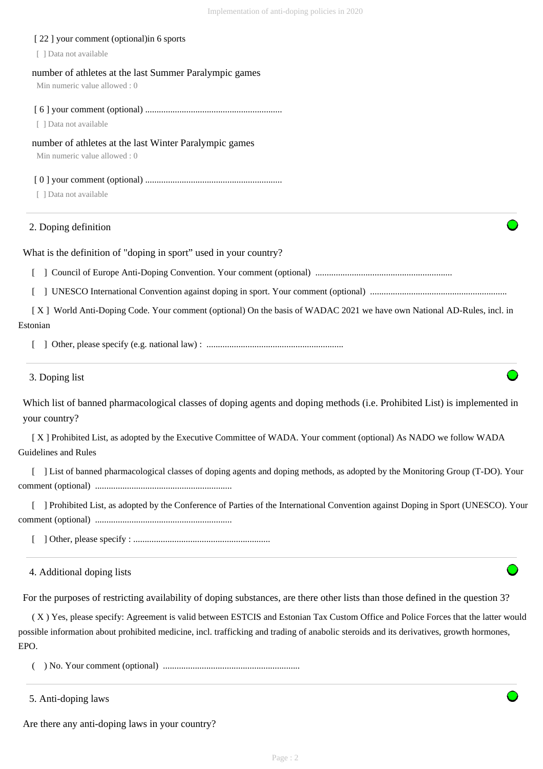[ 22 ] your comment (optional)in 6 sports

[ ] Data not available

number of athletes at the last Summer Paralympic games

Min numeric value allowed : 0

[ 6 ] your comment (optional) ............................................................

[ ] Data not available

number of athletes at the last Winter Paralympic games

Min numeric value allowed : 0

[ 0 ] your comment (optional) ............................................................

[ ] Data not available

## 2. Doping definition

What is the definition of "doping in sport" used in your country?

[ ] Council of Europe Anti-Doping Convention. Your comment (optional) ............................................................

[ ] UNESCO International Convention against doping in sport. Your comment (optional) ............................................................

[ X ] World Anti-Doping Code. Your comment (optional) On the basis of WADAC 2021 we have own National AD-Rules, incl. in Estonian

[ ] Other, please specify (e.g. national law) : ............................................................

## 3. Doping list

Which list of banned pharmacological classes of doping agents and doping methods (i.e. Prohibited List) is implemented in your country?

[ X ] Prohibited List, as adopted by the Executive Committee of WADA. Your comment (optional) As NADO we follow WADA Guidelines and Rules

[ ] List of banned pharmacological classes of doping agents and doping methods, as adopted by the Monitoring Group (T-DO). Your comment (optional) ............................................................

[ ] Prohibited List, as adopted by the Conference of Parties of the International Convention against Doping in Sport (UNESCO). Your comment (optional) ............................................................

[ ] Other, please specify : ............................................................

## 4. Additional doping lists

For the purposes of restricting availability of doping substances, are there other lists than those defined in the question 3?

( X ) Yes, please specify: Agreement is valid between ESTCIS and Estonian Tax Custom Office and Police Forces that the latter would possible information about prohibited medicine, incl. trafficking and trading of anabolic steroids and its derivatives, growth hormones, EPO.

( ) No. Your comment (optional) ............................................................

## 5. Anti-doping laws

Are there any anti-doping laws in your country?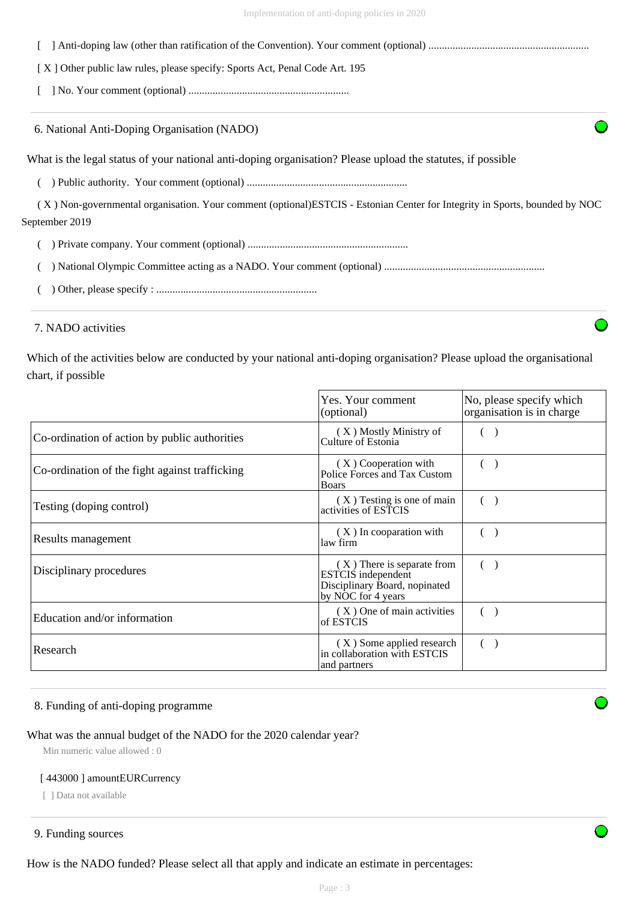[ ] Anti-doping law (other than ratification of the Convention). Your comment (optional) ............................................................

[ X ] Other public law rules, please specify: Sports Act, Penal Code Art. 195

[ ] No. Your comment (optional) ............................................................

## 6. National Anti-Doping Organisation (NADO)

What is the legal status of your national anti-doping organisation? Please upload the statutes, if possible

( ) Public authority. Your comment (optional) ............................................................

( X ) Non-governmental organisation. Your comment (optional)ESTCIS - Estonian Center for Integrity in Sports, bounded by NOC September 2019

( ) Private company. Your comment (optional) ............................................................

( ) National Olympic Committee acting as a NADO. Your comment (optional) ............................................................

( ) Other, please specify : ............................................................

## 7. NADO activities

Which of the activities below are conducted by your national anti-doping organisation? Please upload the organisational chart, if possible

| | Yes. Your comment (optional) | No, please specify which organisation is in charge |
|---|---|---|
| Co-ordination of action by public authorities | ( X ) Mostly Ministry of Culture of Estonia | ( ) |
| Co-ordination of the fight against trafficking | ( X ) Cooperation with Police Forces and Tax Custom Boars | ( ) |
| Testing (doping control) | ( X ) Testing is one of main activities of ESTCIS | ( ) |
| Results management | ( X ) In cooparation with law firm | ( ) |
| Disciplinary procedures | ( X ) There is separate from ESTCIS independent Disciplinary Board, nopinated by NOC for 4 years | ( ) |
| Education and/or information | ( X ) One of main activities of ESTCIS | ( ) |
| Research | ( X ) Some applied research in collaboration with ESTCIS and partners | ( ) |

## 8. Funding of anti-doping programme

What was the annual budget of the NADO for the 2020 calendar year?

Min numeric value allowed : 0

[ 443000 ] amountEURCurrency

[ ] Data not available

## 9. Funding sources

How is the NADO funded? Please select all that apply and indicate an estimate in percentages: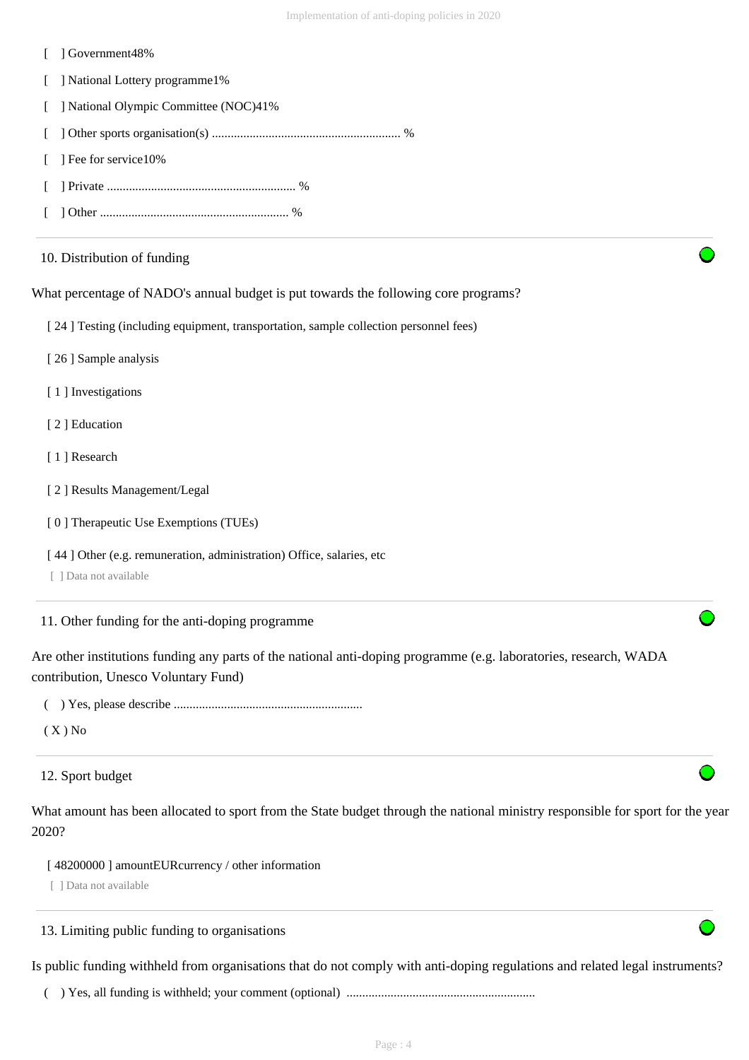[ ] Government48%

[ ] National Lottery programme1%

[ ] National Olympic Committee (NOC)41%

[ ] Other sports organisation(s) ........................................................... %

[ ] Fee for service10%

[ ] Private ........................................................... %

[ ] Other ........................................................... %

10. Distribution of funding

What percentage of NADO's annual budget is put towards the following core programs?

[ 24 ] Testing (including equipment, transportation, sample collection personnel fees)

[ 26 ] Sample analysis

[ 1 ] Investigations

[ 2 ] Education

[ 1 ] Research

[ 2 ] Results Management/Legal

[ 0 ] Therapeutic Use Exemptions (TUEs)

[ 44 ] Other (e.g. remuneration, administration) Office, salaries, etc

[ ] Data not available

11. Other funding for the anti-doping programme

Are other institutions funding any parts of the national anti-doping programme (e.g. laboratories, research, WADA contribution, Unesco Voluntary Fund)

( ) Yes, please describe ...........................................................

( X ) No

12. Sport budget

What amount has been allocated to sport from the State budget through the national ministry responsible for sport for the year 2020?

[ 48200000 ] amountEURcurrency / other information

[ ] Data not available

13. Limiting public funding to organisations

Is public funding withheld from organisations that do not comply with anti-doping regulations and related legal instruments?

( ) Yes, all funding is withheld; your comment (optional) ...........................................................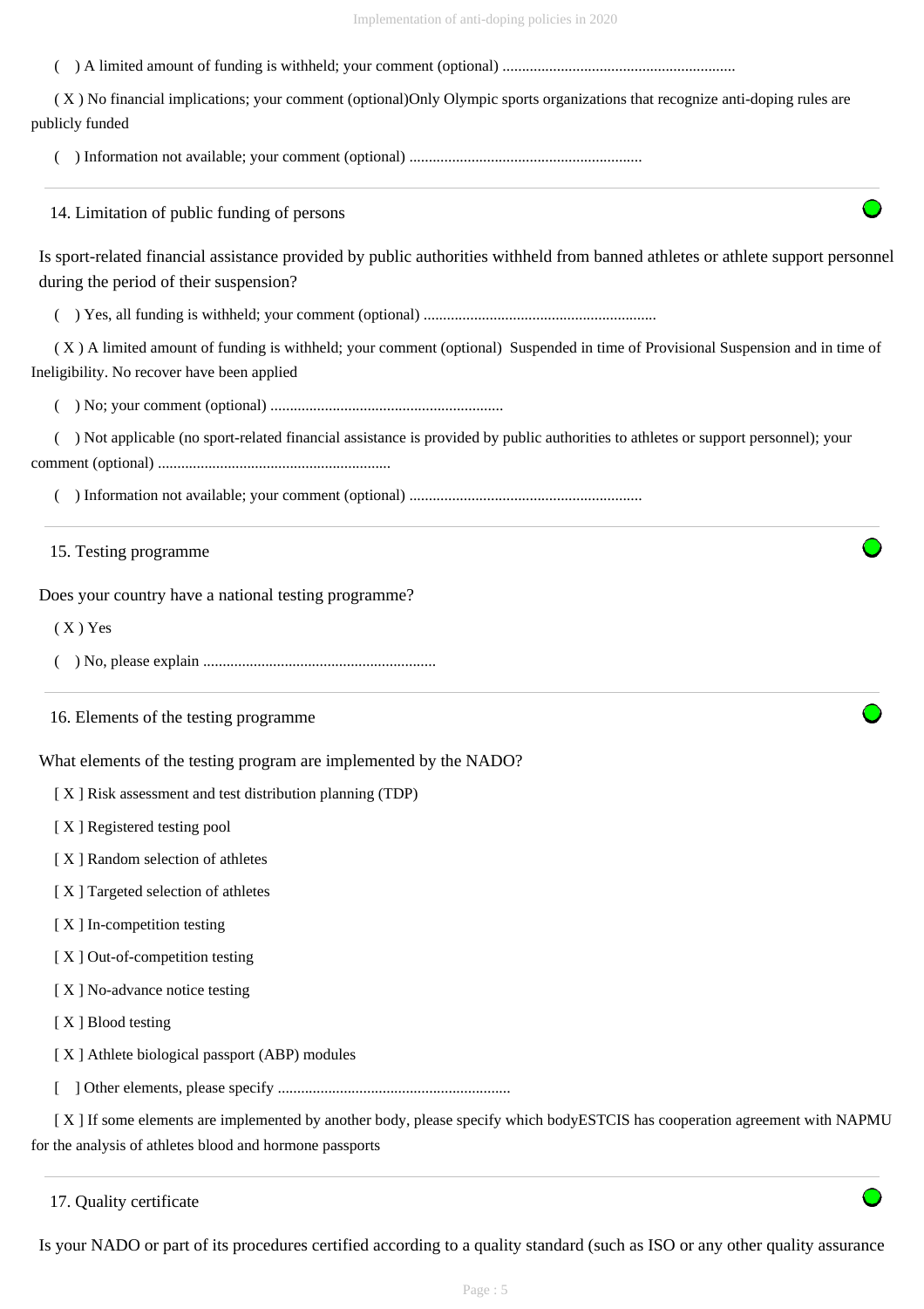( ) A limited amount of funding is withheld; your comment (optional) ...........................................................

( X ) No financial implications; your comment (optional)Only Olympic sports organizations that recognize anti-doping rules are publicly funded

( ) Information not available; your comment (optional) ...........................................................

---

## 14. Limitation of public funding of persons

Is sport-related financial assistance provided by public authorities withheld from banned athletes or athlete support personnel during the period of their suspension?

( ) Yes, all funding is withheld; your comment (optional) ...........................................................

( X ) A limited amount of funding is withheld; your comment (optional) Suspended in time of Provisional Suspension and in time of Ineligibility. No recover have been applied

( ) No; your comment (optional) ...........................................................

( ) Not applicable (no sport-related financial assistance is provided by public authorities to athletes or support personnel); your comment (optional) ...........................................................

( ) Information not available; your comment (optional) ...........................................................

---

## 15. Testing programme

Does your country have a national testing programme?

( X ) Yes

( ) No, please explain ...........................................................

---

## 16. Elements of the testing programme

What elements of the testing program are implemented by the NADO?

[ X ] Risk assessment and test distribution planning (TDP)

[ X ] Registered testing pool

[ X ] Random selection of athletes

[ X ] Targeted selection of athletes

[ X ] In-competition testing

[ X ] Out-of-competition testing

[ X ] No-advance notice testing

[ X ] Blood testing

[ X ] Athlete biological passport (ABP) modules

[ ] Other elements, please specify ...........................................................

[ X ] If some elements are implemented by another body, please specify which bodyESTCIS has cooperation agreement with NAPMU for the analysis of athletes blood and hormone passports

---

## 17. Quality certificate

Is your NADO or part of its procedures certified according to a quality standard (such as ISO or any other quality assurance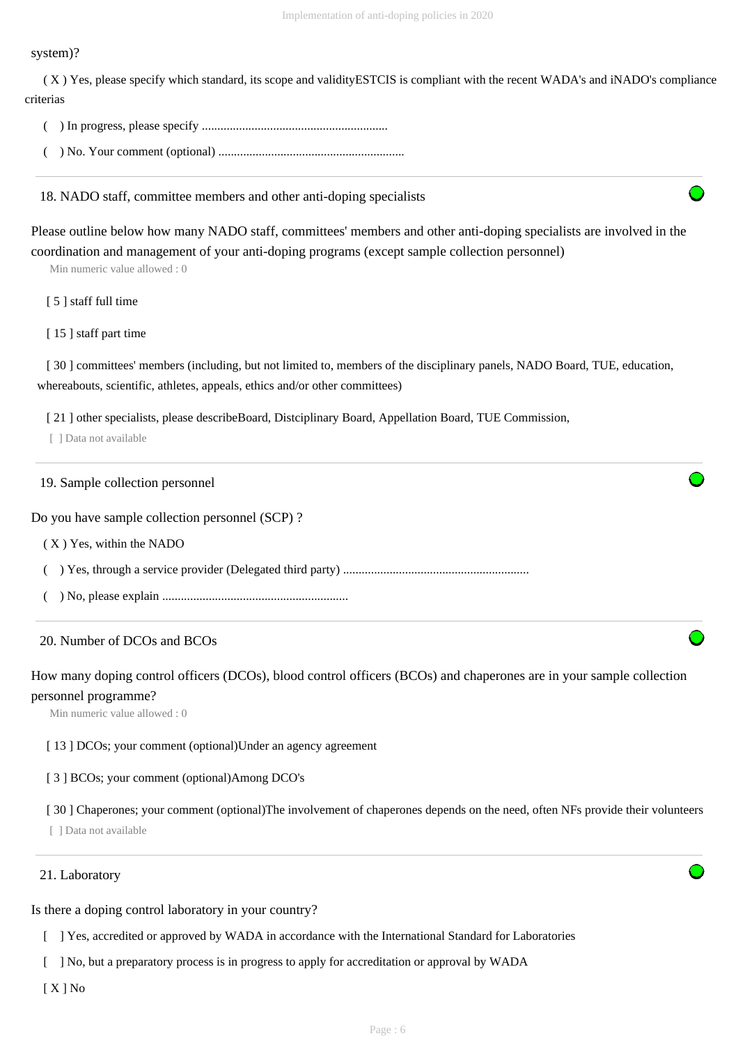system)?

( X ) Yes, please specify which standard, its scope and validityESTCIS is compliant with the recent WADA's and iNADO's compliance criterias

(   ) In progress, please specify ............................................................

(   ) No. Your comment (optional) ............................................................

## 18. NADO staff, committee members and other anti-doping specialists

Please outline below how many NADO staff, committees' members and other anti-doping specialists are involved in the coordination and management of your anti-doping programs (except sample collection personnel)

Min numeric value allowed : 0

[ 5 ] staff full time

[ 15 ] staff part time

[ 30 ] committees' members (including, but not limited to, members of the disciplinary panels, NADO Board, TUE, education, whereabouts, scientific, athletes, appeals, ethics and/or other committees)

[ 21 ] other specialists, please describeBoard, Distciplinary Board, Appellation Board, TUE Commission,

[ ] Data not available

## 19. Sample collection personnel

Do you have sample collection personnel (SCP) ?

( X ) Yes, within the NADO

(   ) Yes, through a service provider (Delegated third party) ............................................................

(   ) No, please explain ............................................................

## 20. Number of DCOs and BCOs

How many doping control officers (DCOs), blood control officers (BCOs) and chaperones are in your sample collection personnel programme?

Min numeric value allowed : 0

[ 13 ] DCOs; your comment (optional)Under an agency agreement

[ 3 ] BCOs; your comment (optional)Among DCO's

[ 30 ] Chaperones; your comment (optional)The involvement of chaperones depends on the need, often NFs provide their volunteers

[ ] Data not available

## 21. Laboratory

Is there a doping control laboratory in your country?

[   ] Yes, accredited or approved by WADA in accordance with the International Standard for Laboratories

[   ] No, but a preparatory process is in progress to apply for accreditation or approval by WADA

[ X ] No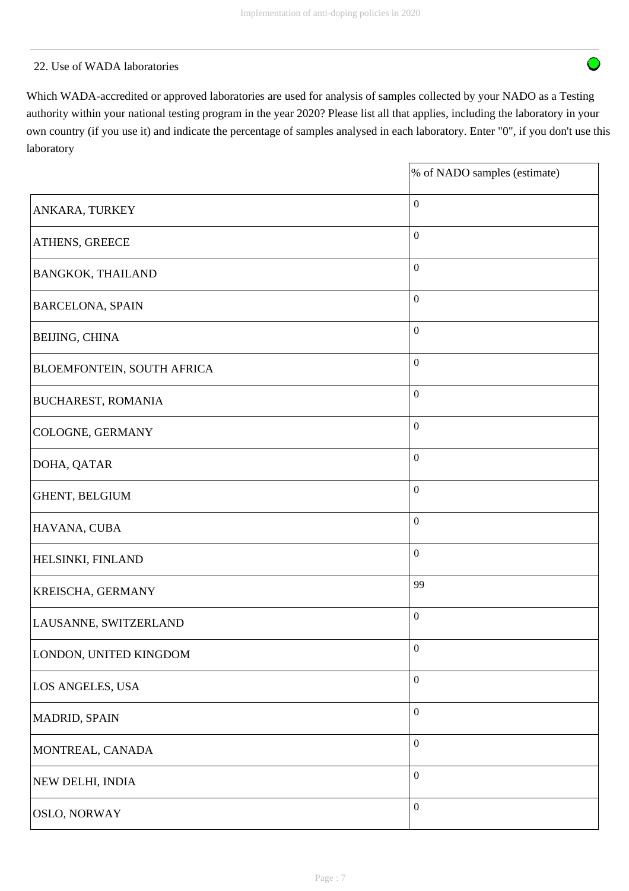22. Use of WADA laboratories

Which WADA-accredited or approved laboratories are used for analysis of samples collected by your NADO as a Testing authority within your national testing program in the year 2020? Please list all that applies, including the laboratory in your own country (if you use it) and indicate the percentage of samples analysed in each laboratory. Enter "0", if you don't use this laboratory

| | % of NADO samples (estimate) |
|---|---|
| ANKARA, TURKEY | 0 |
| ATHENS, GREECE | 0 |
| BANGKOK, THAILAND | 0 |
| BARCELONA, SPAIN | 0 |
| BEIJING, CHINA | 0 |
| BLOEMFONTEIN, SOUTH AFRICA | 0 |
| BUCHAREST, ROMANIA | 0 |
| COLOGNE, GERMANY | 0 |
| DOHA, QATAR | 0 |
| GHENT, BELGIUM | 0 |
| HAVANA, CUBA | 0 |
| HELSINKI, FINLAND | 0 |
| KREISCHA, GERMANY | 99 |
| LAUSANNE, SWITZERLAND | 0 |
| LONDON, UNITED KINGDOM | 0 |
| LOS ANGELES, USA | 0 |
| MADRID, SPAIN | 0 |
| MONTREAL, CANADA | 0 |
| NEW DELHI, INDIA | 0 |
| OSLO, NORWAY | 0 |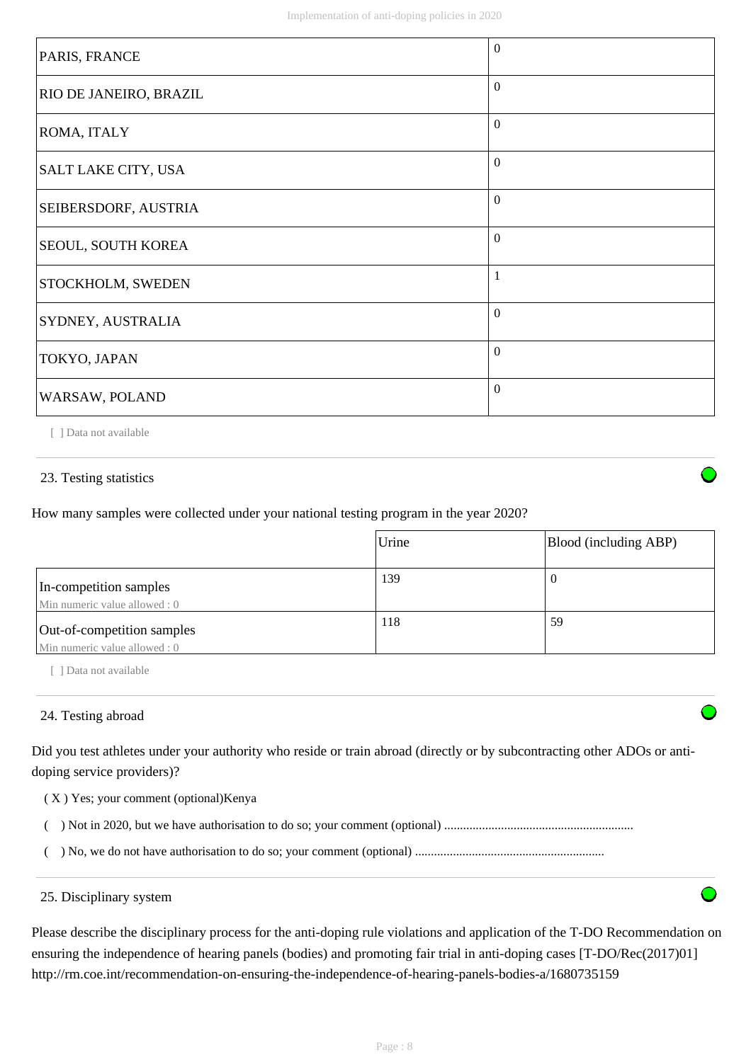| | |
|---|---|
| PARIS, FRANCE | 0 |
| RIO DE JANEIRO, BRAZIL | 0 |
| ROMA, ITALY | 0 |
| SALT LAKE CITY, USA | 0 |
| SEIBERSDORF, AUSTRIA | 0 |
| SEOUL, SOUTH KOREA | 0 |
| STOCKHOLM, SWEDEN | 1 |
| SYDNEY, AUSTRALIA | 0 |
| TOKYO, JAPAN | 0 |
| WARSAW, POLAND | 0 |

[ ] Data not available

23. Testing statistics

How many samples were collected under your national testing program in the year 2020?

| | Urine | Blood (including ABP) |
|---|---|---|
| In-competition samples<br>Min numeric value allowed : 0 | 139 | 0 |
| Out-of-competition samples<br>Min numeric value allowed : 0 | 118 | 59 |

[ ] Data not available

24. Testing abroad

Did you test athletes under your authority who reside or train abroad (directly or by subcontracting other ADOs or anti-doping service providers)?

( X ) Yes; your comment (optional)Kenya

(  ) Not in 2020, but we have authorisation to do so; your comment (optional) ..........................................................

(  ) No, we do not have authorisation to do so; your comment (optional) ..........................................................

25. Disciplinary system

Please describe the disciplinary process for the anti-doping rule violations and application of the T-DO Recommendation on ensuring the independence of hearing panels (bodies) and promoting fair trial in anti-doping cases [T-DO/Rec(2017)01] http://rm.coe.int/recommendation-on-ensuring-the-independence-of-hearing-panels-bodies-a/1680735159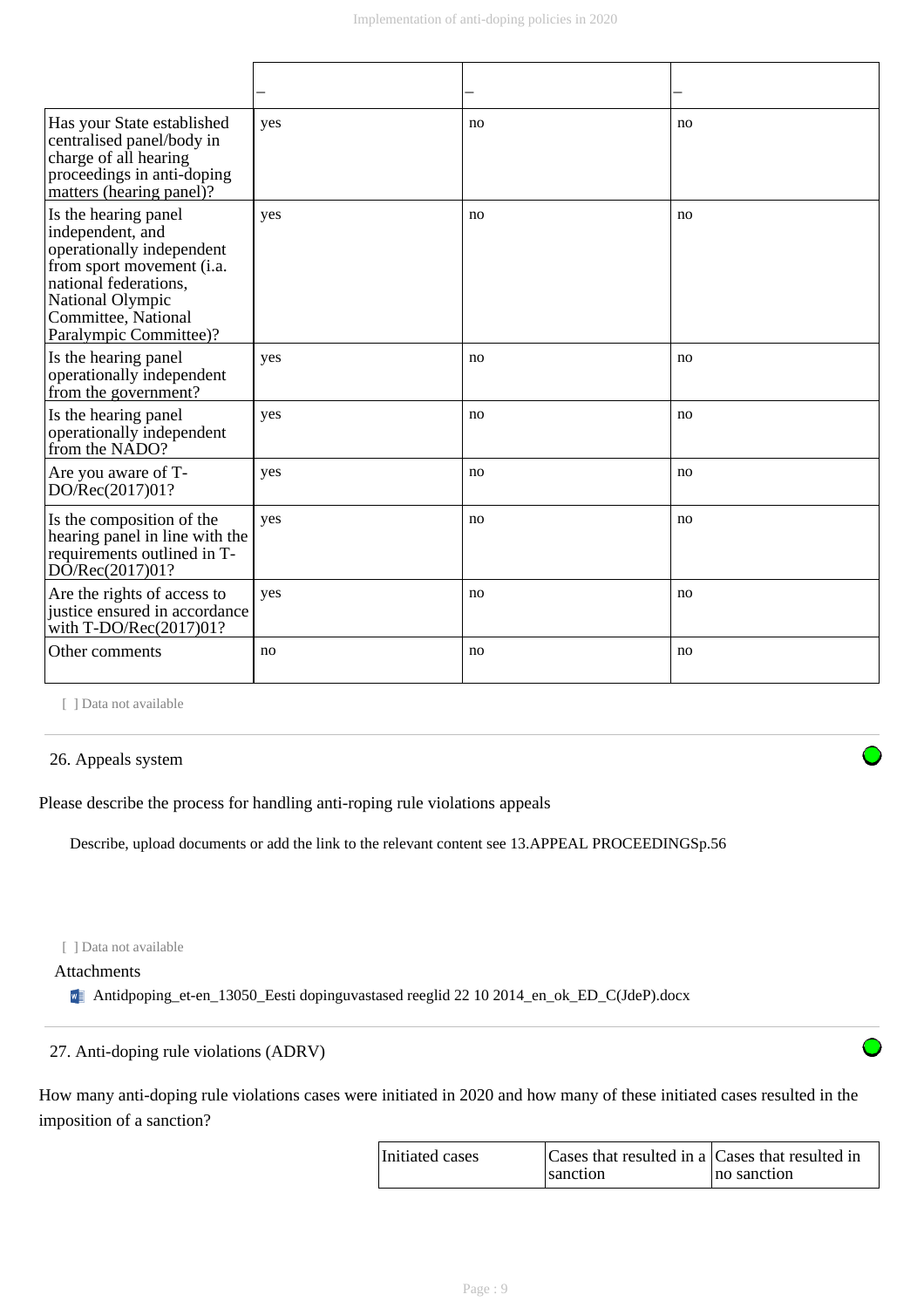| | – | – | – |
|---|---|---|---|
| Has your State established centralised panel/body in charge of all hearing proceedings in anti-doping matters (hearing panel)? | yes | no | no |
| Is the hearing panel independent, and operationally independent from sport movement (i.a. national federations, National Olympic Committee, National Paralympic Committee)? | yes | no | no |
| Is the hearing panel operationally independent from the government? | yes | no | no |
| Is the hearing panel operationally independent from the NADO? | yes | no | no |
| Are you aware of T-DO/Rec(2017)01? | yes | no | no |
| Is the composition of the hearing panel in line with the requirements outlined in T-DO/Rec(2017)01? | yes | no | no |
| Are the rights of access to justice ensured in accordance with T-DO/Rec(2017)01? | yes | no | no |
| Other comments | no | no | no |

[ ] Data not available

26. Appeals system

Please describe the process for handling anti-roping rule violations appeals

Describe, upload documents or add the link to the relevant content see 13.APPEAL PROCEEDINGSp.56

[ ] Data not available

Attachments

Antidpoping_et-en_13050_Eesti dopinguvastased reeglid 22 10 2014_en_ok_ED_C(JdeP).docx

27. Anti-doping rule violations (ADRV)

How many anti-doping rule violations cases were initiated in 2020 and how many of these initiated cases resulted in the imposition of a sanction?

| Initiated cases | Cases that resulted in a sanction | Cases that resulted in no sanction |
|---|---|---|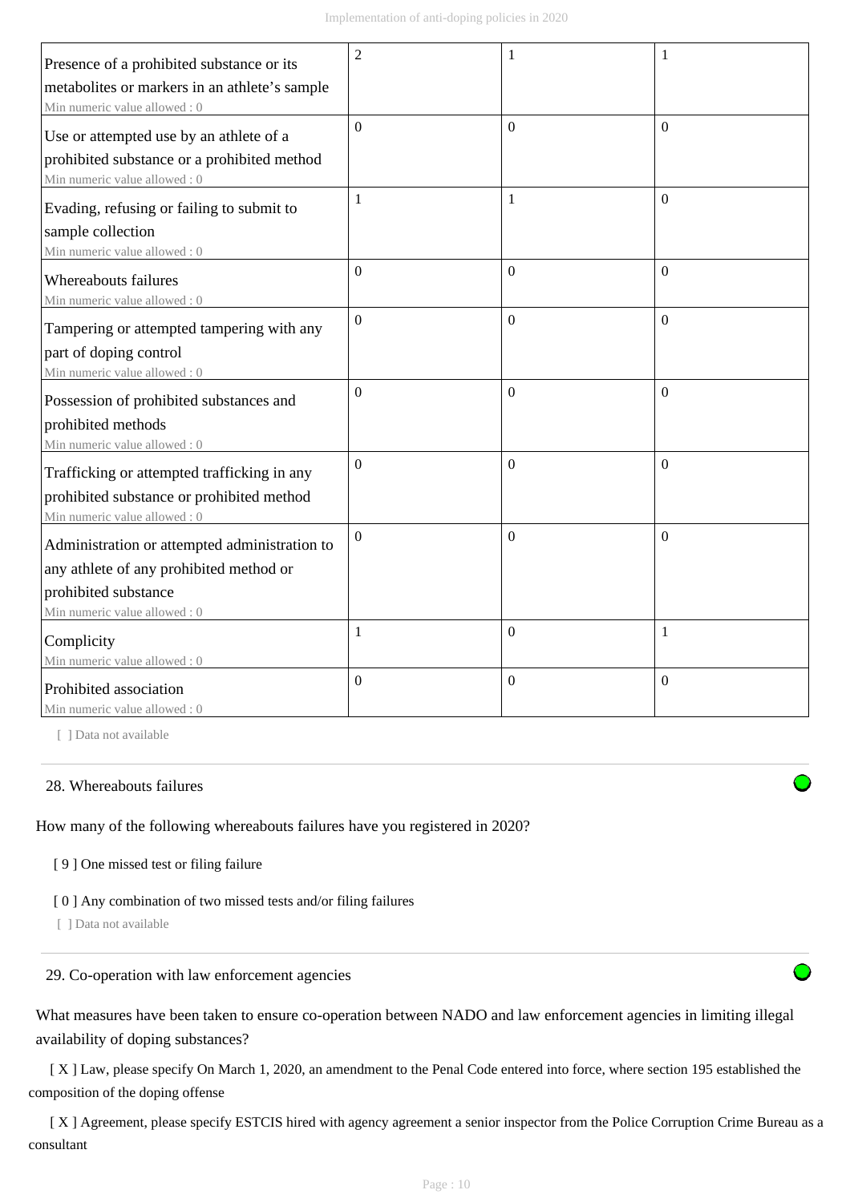| | | | |
|---|---|---|---|
| Presence of a prohibited substance or its metabolites or markers in an athlete's sample<br>Min numeric value allowed : 0 | 2 | 1 | 1 |
| Use or attempted use by an athlete of a prohibited substance or a prohibited method<br>Min numeric value allowed : 0 | 0 | 0 | 0 |
| Evading, refusing or failing to submit to sample collection<br>Min numeric value allowed : 0 | 1 | 1 | 0 |
| Whereabouts failures<br>Min numeric value allowed : 0 | 0 | 0 | 0 |
| Tampering or attempted tampering with any part of doping control<br>Min numeric value allowed : 0 | 0 | 0 | 0 |
| Possession of prohibited substances and prohibited methods<br>Min numeric value allowed : 0 | 0 | 0 | 0 |
| Trafficking or attempted trafficking in any prohibited substance or prohibited method<br>Min numeric value allowed : 0 | 0 | 0 | 0 |
| Administration or attempted administration to any athlete of any prohibited method or prohibited substance<br>Min numeric value allowed : 0 | 0 | 0 | 0 |
| Complicity<br>Min numeric value allowed : 0 | 1 | 0 | 1 |
| Prohibited association<br>Min numeric value allowed : 0 | 0 | 0 | 0 |

[ ] Data not available

28. Whereabouts failures

How many of the following whereabouts failures have you registered in 2020?

[ 9 ] One missed test or filing failure

[ 0 ] Any combination of two missed tests and/or filing failures

[ ] Data not available

29. Co-operation with law enforcement agencies

What measures have been taken to ensure co-operation between NADO and law enforcement agencies in limiting illegal availability of doping substances?

[ X ] Law, please specify On March 1, 2020, an amendment to the Penal Code entered into force, where section 195 established the composition of the doping offense

[ X ] Agreement, please specify ESTCIS hired with agency agreement a senior inspector from the Police Corruption Crime Bureau as a consultant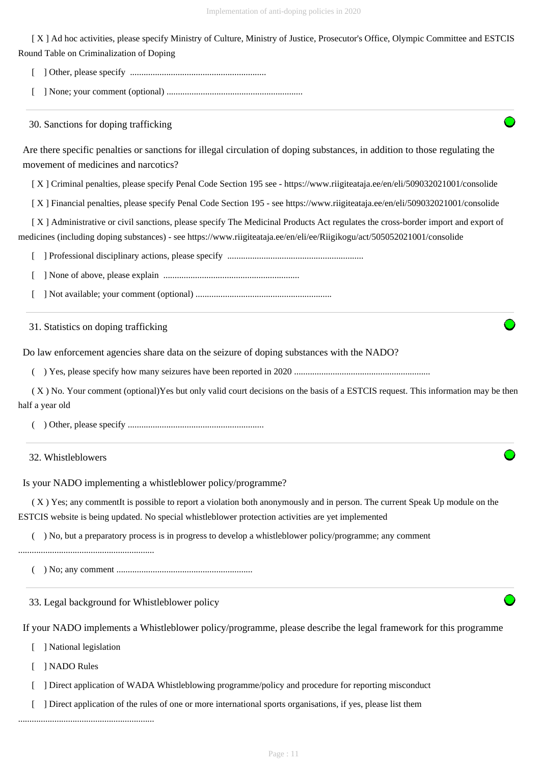[ X ] Ad hoc activities, please specify Ministry of Culture, Ministry of Justice, Prosecutor's Office, Olympic Committee and ESTCIS Round Table on Criminalization of Doping

[ ] Other, please specify ............................................................

[ ] None; your comment (optional) ............................................................

### 30. Sanctions for doping trafficking

Are there specific penalties or sanctions for illegal circulation of doping substances, in addition to those regulating the movement of medicines and narcotics?

[ X ] Criminal penalties, please specify Penal Code Section 195 see - https://www.riigiteataja.ee/en/eli/509032021001/consolide

[ X ] Financial penalties, please specify Penal Code Section 195 - see https://www.riigiteataja.ee/en/eli/509032021001/consolide

[ X ] Administrative or civil sanctions, please specify The Medicinal Products Act regulates the cross-border import and export of medicines (including doping substances) - see https://www.riigiteataja.ee/en/eli/ee/Riigikogu/act/505052021001/consolide

[ ] Professional disciplinary actions, please specify ............................................................

[ ] None of above, please explain ............................................................

[ ] Not available; your comment (optional) ............................................................

### 31. Statistics on doping trafficking

Do law enforcement agencies share data on the seizure of doping substances with the NADO?

( ) Yes, please specify how many seizures have been reported in 2020 ............................................................

( X ) No. Your comment (optional)Yes but only valid court decisions on the basis of a ESTCIS request. This information may be then half a year old

( ) Other, please specify ............................................................

### 32. Whistleblowers

Is your NADO implementing a whistleblower policy/programme?

( X ) Yes; any commentIt is possible to report a violation both anonymously and in person. The current Speak Up module on the ESTCIS website is being updated. No special whistleblower protection activities are yet implemented

( ) No, but a preparatory process is in progress to develop a whistleblower policy/programme; any comment ............................................................

( ) No; any comment ............................................................

### 33. Legal background for Whistleblower policy

If your NADO implements a Whistleblower policy/programme, please describe the legal framework for this programme

[ ] National legislation

[ ] NADO Rules

[ ] Direct application of WADA Whistleblowing programme/policy and procedure for reporting misconduct

[ ] Direct application of the rules of one or more international sports organisations, if yes, please list them ............................................................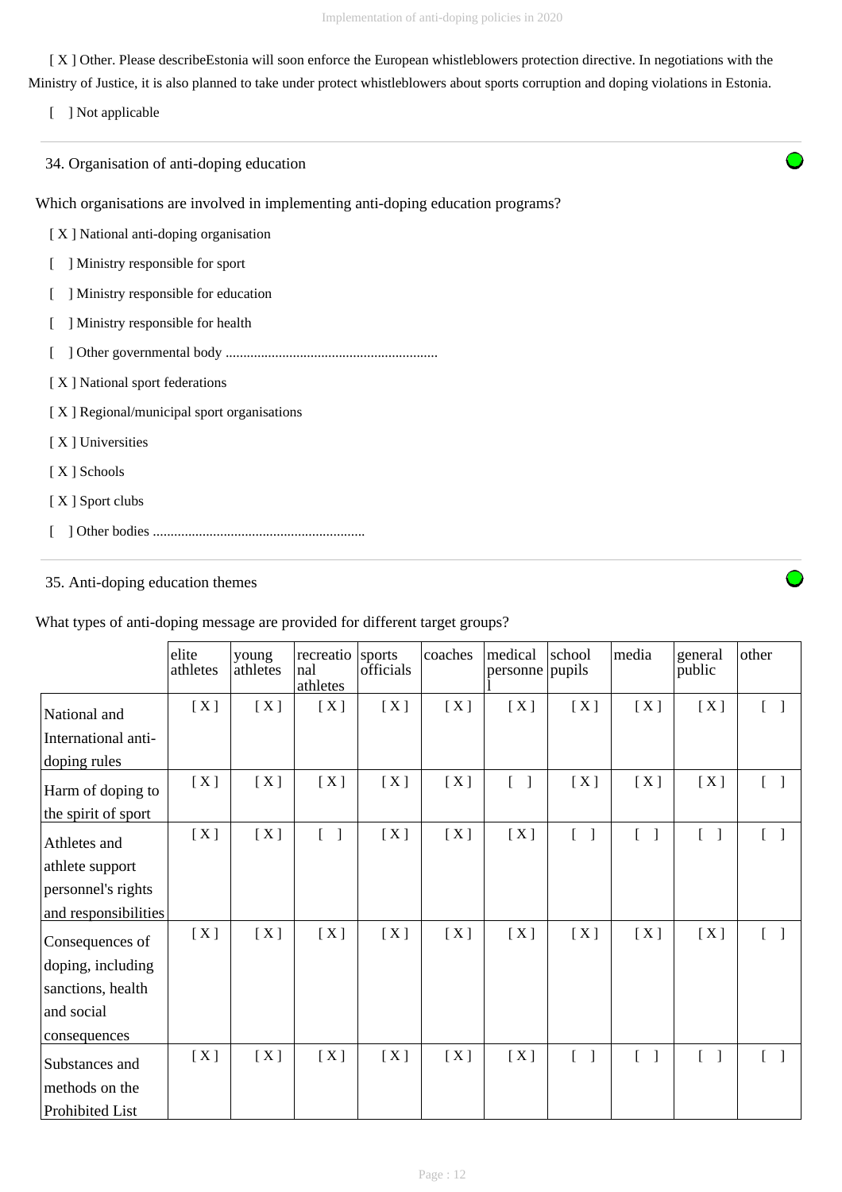[ X ] Other. Please describeEstonia will soon enforce the European whistleblowers protection directive. In negotiations with the Ministry of Justice, it is also planned to take under protect whistleblowers about sports corruption and doping violations in Estonia.

[ ] Not applicable

### 34. Organisation of anti-doping education

Which organisations are involved in implementing anti-doping education programs?

[ X ] National anti-doping organisation

[ ] Ministry responsible for sport

[ ] Ministry responsible for education

[ ] Ministry responsible for health

[ ] Other governmental body ............................................................

[ X ] National sport federations

[ X ] Regional/municipal sport organisations

[ X ] Universities

[ X ] Schools

[ X ] Sport clubs

[ ] Other bodies ............................................................

### 35. Anti-doping education themes

What types of anti-doping message are provided for different target groups?

| | elite athletes | young athletes | recreational athletes | sports officials | coaches | medical personnel | school pupils | media | general public | other |
|---|---|---|---|---|---|---|---|---|---|---|
| National and International anti-doping rules | [ X ] | [ X ] | [ X ] | [ X ] | [ X ] | [ X ] | [ X ] | [ X ] | [ X ] | [ ] |
| Harm of doping to the spirit of sport | [ X ] | [ X ] | [ X ] | [ X ] | [ X ] | [ ] | [ X ] | [ X ] | [ X ] | [ ] |
| Athletes and athlete support personnel's rights and responsibilities | [ X ] | [ X ] | [ ] | [ X ] | [ X ] | [ X ] | [ ] | [ ] | [ ] | [ ] |
| Consequences of doping, including sanctions, health and social consequences | [ X ] | [ X ] | [ X ] | [ X ] | [ X ] | [ X ] | [ X ] | [ X ] | [ X ] | [ ] |
| Substances and methods on the Prohibited List | [ X ] | [ X ] | [ X ] | [ X ] | [ X ] | [ X ] | [ ] | [ ] | [ ] | [ ] |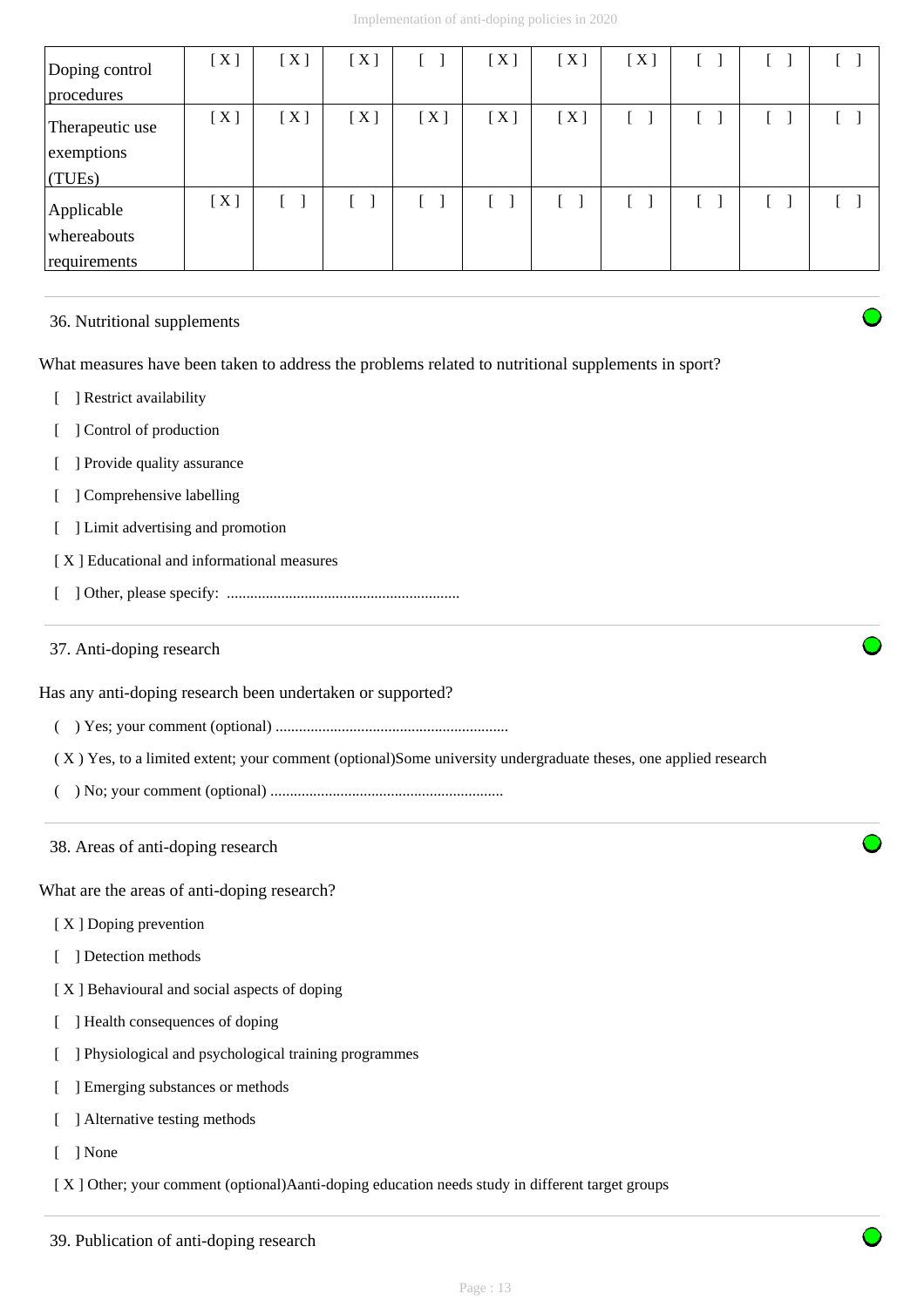| | | | | | | | | | | |
|---|---|---|---|---|---|---|---|---|---|---|
| Doping control procedures | [ X ] | [ X ] | [ X ] | [ ] | [ X ] | [ X ] | [ X ] | [ ] | [ ] | [ ] |
| Therapeutic use exemptions (TUEs) | [ X ] | [ X ] | [ X ] | [ X ] | [ X ] | [ X ] | [ ] | [ ] | [ ] | [ ] |
| Applicable whereabouts requirements | [ X ] | [ ] | [ ] | [ ] | [ ] | [ ] | [ ] | [ ] | [ ] | [ ] |

### 36. Nutritional supplements

What measures have been taken to address the problems related to nutritional supplements in sport?

[ ] Restrict availability

[ ] Control of production

[ ] Provide quality assurance

[ ] Comprehensive labelling

[ ] Limit advertising and promotion

[ X ] Educational and informational measures

[ ] Other, please specify: ...........................................................

### 37. Anti-doping research

Has any anti-doping research been undertaken or supported?

( ) Yes; your comment (optional) ...........................................................

( X ) Yes, to a limited extent; your comment (optional)Some university undergraduate theses, one applied research

( ) No; your comment (optional) ...........................................................

### 38. Areas of anti-doping research

What are the areas of anti-doping research?

[ X ] Doping prevention

[ ] Detection methods

[ X ] Behavioural and social aspects of doping

[ ] Health consequences of doping

[ ] Physiological and psychological training programmes

[ ] Emerging substances or methods

[ ] Alternative testing methods

[ ] None

[ X ] Other; your comment (optional)Aanti-doping education needs study in different target groups

### 39. Publication of anti-doping research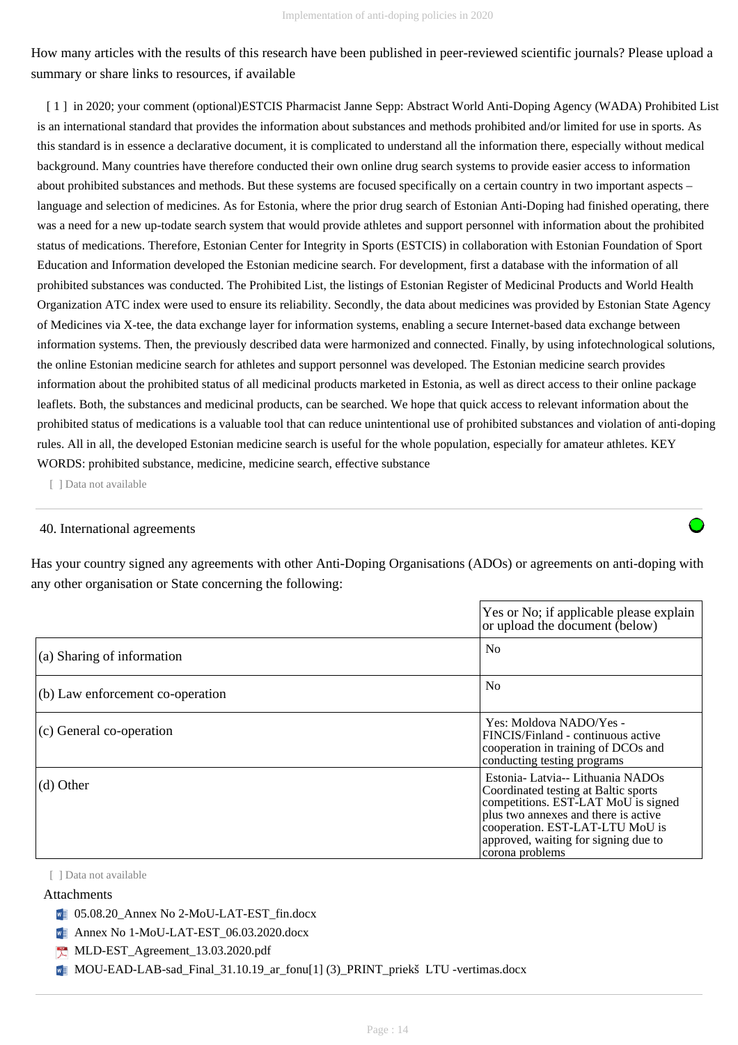How many articles with the results of this research have been published in peer-reviewed scientific journals? Please upload a summary or share links to resources, if available

[ 1 ] in 2020; your comment (optional)ESTCIS Pharmacist Janne Sepp: Abstract World Anti-Doping Agency (WADA) Prohibited List is an international standard that provides the information about substances and methods prohibited and/or limited for use in sports. As this standard is in essence a declarative document, it is complicated to understand all the information there, especially without medical background. Many countries have therefore conducted their own online drug search systems to provide easier access to information about prohibited substances and methods. But these systems are focused specifically on a certain country in two important aspects – language and selection of medicines. As for Estonia, where the prior drug search of Estonian Anti-Doping had finished operating, there was a need for a new up-todate search system that would provide athletes and support personnel with information about the prohibited status of medications. Therefore, Estonian Center for Integrity in Sports (ESTCIS) in collaboration with Estonian Foundation of Sport Education and Information developed the Estonian medicine search. For development, first a database with the information of all prohibited substances was conducted. The Prohibited List, the listings of Estonian Register of Medicinal Products and World Health Organization ATC index were used to ensure its reliability. Secondly, the data about medicines was provided by Estonian State Agency of Medicines via X-tee, the data exchange layer for information systems, enabling a secure Internet-based data exchange between information systems. Then, the previously described data were harmonized and connected. Finally, by using infotechnological solutions, the online Estonian medicine search for athletes and support personnel was developed. The Estonian medicine search provides information about the prohibited status of all medicinal products marketed in Estonia, as well as direct access to their online package leaflets. Both, the substances and medicinal products, can be searched. We hope that quick access to relevant information about the prohibited status of medications is a valuable tool that can reduce unintentional use of prohibited substances and violation of anti-doping rules. All in all, the developed Estonian medicine search is useful for the whole population, especially for amateur athletes. KEY WORDS: prohibited substance, medicine, medicine search, effective substance

[ ] Data not available

## 40. International agreements

Has your country signed any agreements with other Anti-Doping Organisations (ADOs) or agreements on anti-doping with any other organisation or State concerning the following:

| | Yes or No; if applicable please explain or upload the document (below) |
|---|---|
| (a) Sharing of information | No |
| (b) Law enforcement co-operation | No |
| (c) General co-operation | Yes: Moldova NADO/Yes - FINCIS/Finland - continuous active cooperation in training of DCOs and conducting testing programs |
| (d) Other | Estonia- Latvia-- Lithuania NADOs Coordinated testing at Baltic sports competitions. EST-LAT MoU is signed plus two annexes and there is active cooperation. EST-LAT-LTU MoU is approved, waiting for signing due to corona problems |

[ ] Data not available

Attachments

- 05.08.20_Annex No 2-MoU-LAT-EST_fin.docx
- Annex No 1-MoU-LAT-EST_06.03.2020.docx
- MLD-EST_Agreement_13.03.2020.pdf
- MOU-EAD-LAB-sad_Final_31.10.19_ar_fonu[1] (3)_PRINT_priekš LTU -vertimas.docx